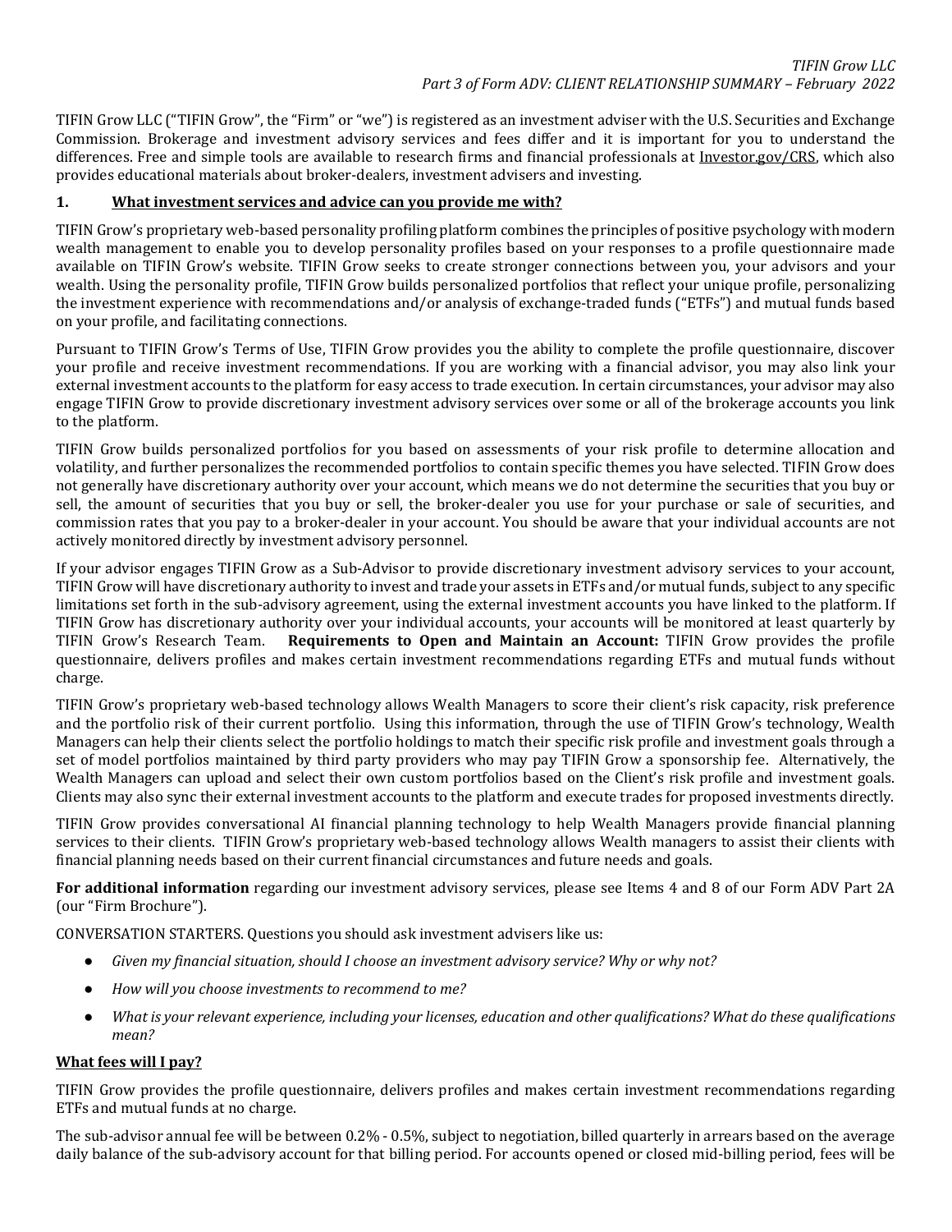*TIFIN Grow LLC*
*Part 3 of Form ADV: CLIENT RELATIONSHIP SUMMARY – February 2022*

TIFIN Grow LLC ("TIFIN Grow", the "Firm" or "we") is registered as an investment adviser with the U.S. Securities and Exchange Commission. Brokerage and investment advisory services and fees differ and it is important for you to understand the differences. Free and simple tools are available to research firms and financial professionals at Investor.gov/CRS, which also provides educational materials about broker-dealers, investment advisers and investing.

## 1. What investment services and advice can you provide me with?

TIFIN Grow's proprietary web-based personality profiling platform combines the principles of positive psychology with modern wealth management to enable you to develop personality profiles based on your responses to a profile questionnaire made available on TIFIN Grow's website. TIFIN Grow seeks to create stronger connections between you, your advisors and your wealth. Using the personality profile, TIFIN Grow builds personalized portfolios that reflect your unique profile, personalizing the investment experience with recommendations and/or analysis of exchange-traded funds ("ETFs") and mutual funds based on your profile, and facilitating connections.

Pursuant to TIFIN Grow's Terms of Use, TIFIN Grow provides you the ability to complete the profile questionnaire, discover your profile and receive investment recommendations. If you are working with a financial advisor, you may also link your external investment accounts to the platform for easy access to trade execution. In certain circumstances, your advisor may also engage TIFIN Grow to provide discretionary investment advisory services over some or all of the brokerage accounts you link to the platform.

TIFIN Grow builds personalized portfolios for you based on assessments of your risk profile to determine allocation and volatility, and further personalizes the recommended portfolios to contain specific themes you have selected. TIFIN Grow does not generally have discretionary authority over your account, which means we do not determine the securities that you buy or sell, the amount of securities that you buy or sell, the broker-dealer you use for your purchase or sale of securities, and commission rates that you pay to a broker-dealer in your account. You should be aware that your individual accounts are not actively monitored directly by investment advisory personnel.

If your advisor engages TIFIN Grow as a Sub-Advisor to provide discretionary investment advisory services to your account, TIFIN Grow will have discretionary authority to invest and trade your assets in ETFs and/or mutual funds, subject to any specific limitations set forth in the sub-advisory agreement, using the external investment accounts you have linked to the platform. If TIFIN Grow has discretionary authority over your individual accounts, your accounts will be monitored at least quarterly by TIFIN Grow's Research Team. **Requirements to Open and Maintain an Account:** TIFIN Grow provides the profile questionnaire, delivers profiles and makes certain investment recommendations regarding ETFs and mutual funds without charge.

TIFIN Grow's proprietary web-based technology allows Wealth Managers to score their client's risk capacity, risk preference and the portfolio risk of their current portfolio. Using this information, through the use of TIFIN Grow's technology, Wealth Managers can help their clients select the portfolio holdings to match their specific risk profile and investment goals through a set of model portfolios maintained by third party providers who may pay TIFIN Grow a sponsorship fee. Alternatively, the Wealth Managers can upload and select their own custom portfolios based on the Client's risk profile and investment goals. Clients may also sync their external investment accounts to the platform and execute trades for proposed investments directly.

TIFIN Grow provides conversational AI financial planning technology to help Wealth Managers provide financial planning services to their clients. TIFIN Grow's proprietary web-based technology allows Wealth managers to assist their clients with financial planning needs based on their current financial circumstances and future needs and goals.

**For additional information** regarding our investment advisory services, please see Items 4 and 8 of our Form ADV Part 2A (our "Firm Brochure").

CONVERSATION STARTERS. Questions you should ask investment advisers like us:

- *Given my financial situation, should I choose an investment advisory service? Why or why not?*
- *How will you choose investments to recommend to me?*
- *What is your relevant experience, including your licenses, education and other qualifications? What do these qualifications mean?*

## What fees will I pay?

TIFIN Grow provides the profile questionnaire, delivers profiles and makes certain investment recommendations regarding ETFs and mutual funds at no charge.

The sub-advisor annual fee will be between 0.2% - 0.5%, subject to negotiation, billed quarterly in arrears based on the average daily balance of the sub-advisory account for that billing period. For accounts opened or closed mid-billing period, fees will be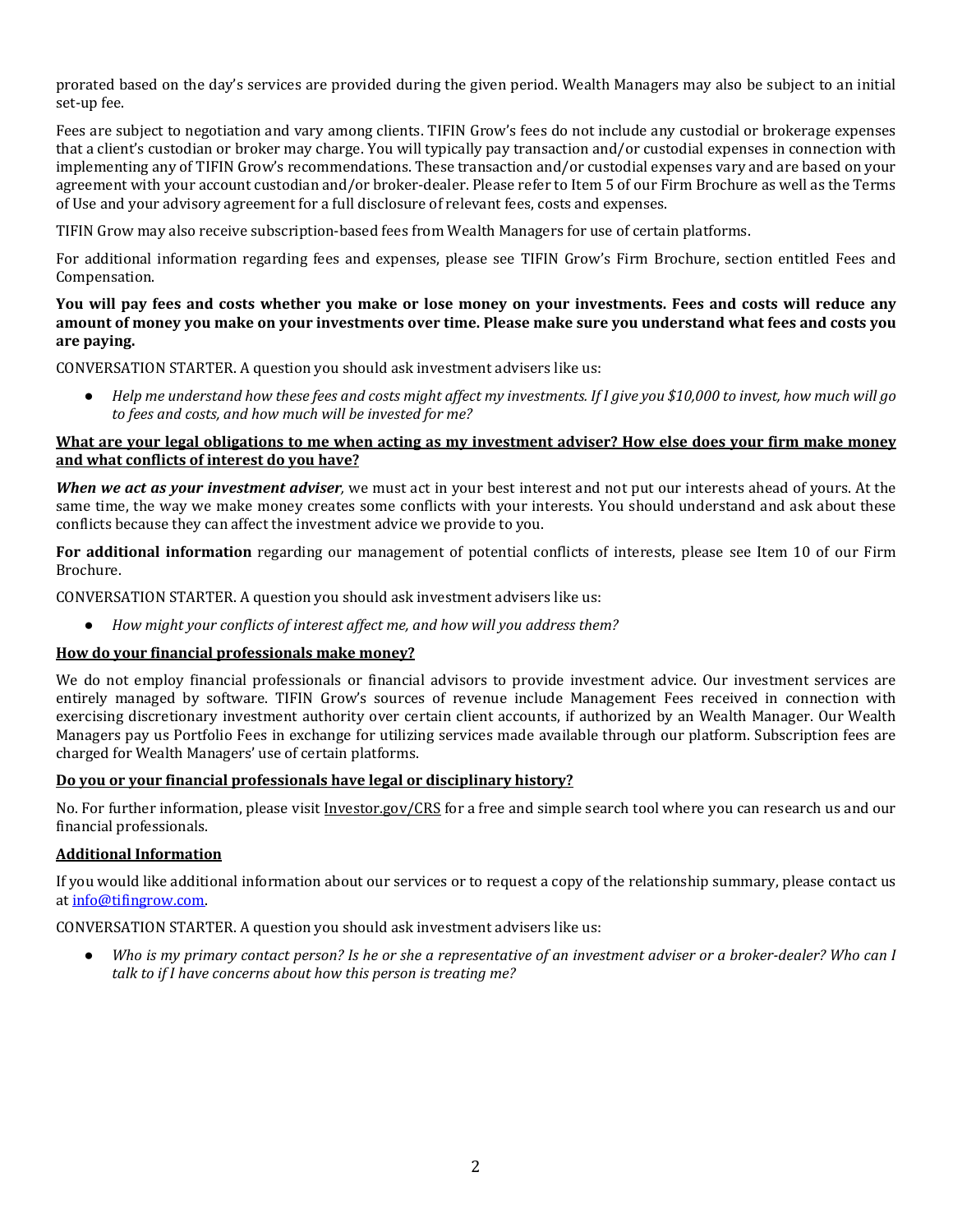prorated based on the day's services are provided during the given period. Wealth Managers may also be subject to an initial set-up fee.

Fees are subject to negotiation and vary among clients. TIFIN Grow's fees do not include any custodial or brokerage expenses that a client's custodian or broker may charge. You will typically pay transaction and/or custodial expenses in connection with implementing any of TIFIN Grow's recommendations. These transaction and/or custodial expenses vary and are based on your agreement with your account custodian and/or broker-dealer. Please refer to Item 5 of our Firm Brochure as well as the Terms of Use and your advisory agreement for a full disclosure of relevant fees, costs and expenses.

TIFIN Grow may also receive subscription-based fees from Wealth Managers for use of certain platforms.

For additional information regarding fees and expenses, please see TIFIN Grow's Firm Brochure, section entitled Fees and Compensation.

**You will pay fees and costs whether you make or lose money on your investments. Fees and costs will reduce any amount of money you make on your investments over time. Please make sure you understand what fees and costs you are paying.**

CONVERSATION STARTER. A question you should ask investment advisers like us:

- *Help me understand how these fees and costs might affect my investments. If I give you $10,000 to invest, how much will go to fees and costs, and how much will be invested for me?*

**What are your legal obligations to me when acting as my investment adviser? How else does your firm make money and what conflicts of interest do you have?**

***When we act as your investment adviser***, we must act in your best interest and not put our interests ahead of yours. At the same time, the way we make money creates some conflicts with your interests. You should understand and ask about these conflicts because they can affect the investment advice we provide to you.

**For additional information** regarding our management of potential conflicts of interests, please see Item 10 of our Firm Brochure.

CONVERSATION STARTER. A question you should ask investment advisers like us:

- *How might your conflicts of interest affect me, and how will you address them?*

**How do your financial professionals make money?**

We do not employ financial professionals or financial advisors to provide investment advice. Our investment services are entirely managed by software. TIFIN Grow's sources of revenue include Management Fees received in connection with exercising discretionary investment authority over certain client accounts, if authorized by an Wealth Manager. Our Wealth Managers pay us Portfolio Fees in exchange for utilizing services made available through our platform. Subscription fees are charged for Wealth Managers' use of certain platforms.

**Do you or your financial professionals have legal or disciplinary history?**

No. For further information, please visit Investor.gov/CRS for a free and simple search tool where you can research us and our financial professionals.

**Additional Information**

If you would like additional information about our services or to request a copy of the relationship summary, please contact us at info@tifingrow.com.

CONVERSATION STARTER. A question you should ask investment advisers like us:

- *Who is my primary contact person? Is he or she a representative of an investment adviser or a broker-dealer? Who can I talk to if I have concerns about how this person is treating me?*